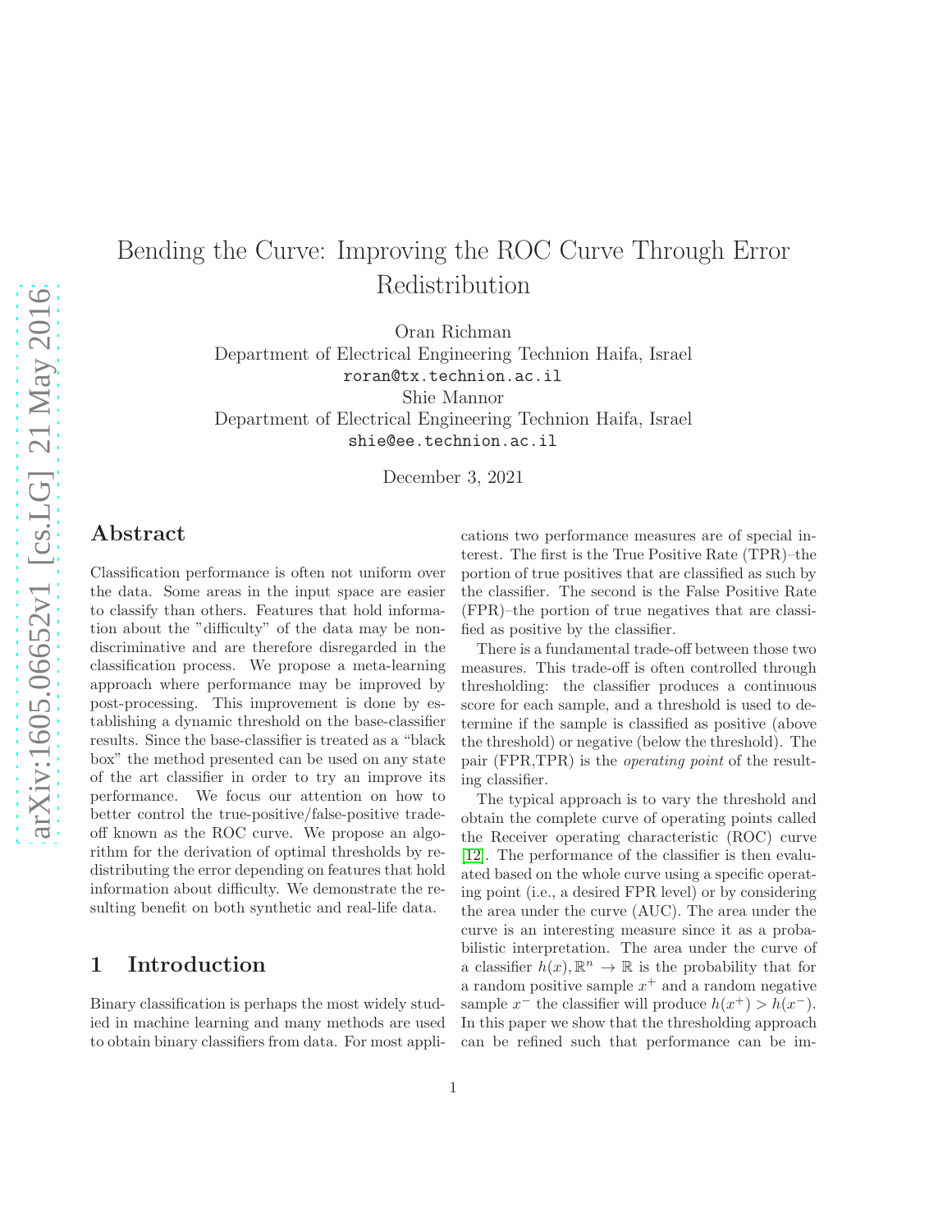# Bending the Curve: Improving the ROC Curve Through Error Redistribution

Oran Richman
Department of Electrical Engineering Technion Haifa, Israel
roran@tx.technion.ac.il
Shie Mannor
Department of Electrical Engineering Technion Haifa, Israel
shie@ee.technion.ac.il

December 3, 2021

## Abstract

Classification performance is often not uniform over the data. Some areas in the input space are easier to classify than others. Features that hold information about the "difficulty" of the data may be non-discriminative and are therefore disregarded in the classification process. We propose a meta-learning approach where performance may be improved by post-processing. This improvement is done by establishing a dynamic threshold on the base-classifier results. Since the base-classifier is treated as a "black box" the method presented can be used on any state of the art classifier in order to try an improve its performance. We focus our attention on how to better control the true-positive/false-positive trade-off known as the ROC curve. We propose an algorithm for the derivation of optimal thresholds by redistributing the error depending on features that hold information about difficulty. We demonstrate the resulting benefit on both synthetic and real-life data.

## 1 Introduction

Binary classification is perhaps the most widely studied in machine learning and many methods are used to obtain binary classifiers from data. For most applications two performance measures are of special interest. The first is the True Positive Rate (TPR)–the portion of true positives that are classified as such by the classifier. The second is the False Positive Rate (FPR)–the portion of true negatives that are classified as positive by the classifier.

There is a fundamental trade-off between those two measures. This trade-off is often controlled through thresholding: the classifier produces a continuous score for each sample, and a threshold is used to determine if the sample is classified as positive (above the threshold) or negative (below the threshold). The pair (FPR,TPR) is the *operating point* of the resulting classifier.

The typical approach is to vary the threshold and obtain the complete curve of operating points called the Receiver operating characteristic (ROC) curve [12]. The performance of the classifier is then evaluated based on the whole curve using a specific operating point (i.e., a desired FPR level) or by considering the area under the curve (AUC). The area under the curve is an interesting measure since it as a probabilistic interpretation. The area under the curve of a classifier $h(x), \mathbb{R}^n \to \mathbb{R}$ is the probability that for a random positive sample $x^+$ and a random negative sample $x^-$ the classifier will produce $h(x^+) > h(x^-)$. In this paper we show that the thresholding approach can be refined such that performance can be im-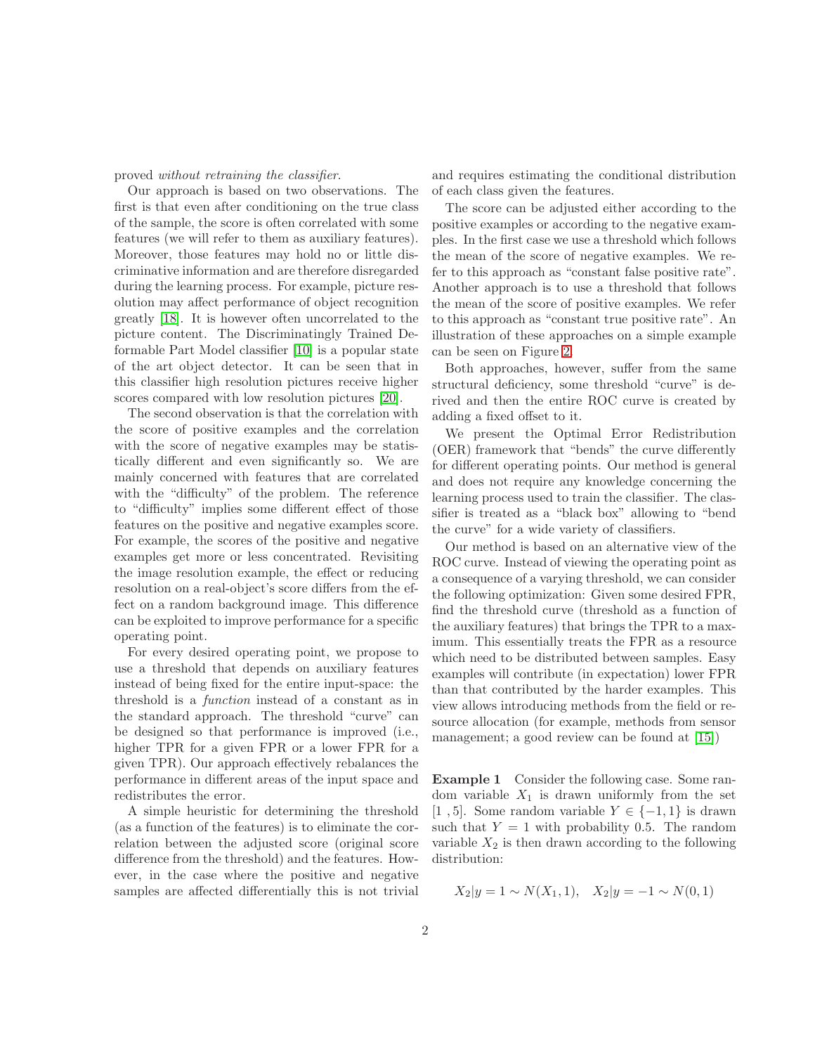proved *without retraining the classifier*.

Our approach is based on two observations. The first is that even after conditioning on the true class of the sample, the score is often correlated with some features (we will refer to them as auxiliary features). Moreover, those features may hold no or little discriminative information and are therefore disregarded during the learning process. For example, picture resolution may affect performance of object recognition greatly [18]. It is however often uncorrelated to the picture content. The Discriminatingly Trained Deformable Part Model classifier [10] is a popular state of the art object detector. It can be seen that in this classifier high resolution pictures receive higher scores compared with low resolution pictures [20].

The second observation is that the correlation with the score of positive examples and the correlation with the score of negative examples may be statistically different and even significantly so. We are mainly concerned with features that are correlated with the "difficulty" of the problem. The reference to "difficulty" implies some different effect of those features on the positive and negative examples score. For example, the scores of the positive and negative examples get more or less concentrated. Revisiting the image resolution example, the effect or reducing resolution on a real-object's score differs from the effect on a random background image. This difference can be exploited to improve performance for a specific operating point.

For every desired operating point, we propose to use a threshold that depends on auxiliary features instead of being fixed for the entire input-space: the threshold is a *function* instead of a constant as in the standard approach. The threshold "curve" can be designed so that performance is improved (i.e., higher TPR for a given FPR or a lower FPR for a given TPR). Our approach effectively rebalances the performance in different areas of the input space and redistributes the error.

A simple heuristic for determining the threshold (as a function of the features) is to eliminate the correlation between the adjusted score (original score difference from the threshold) and the features. However, in the case where the positive and negative samples are affected differentially this is not trivial and requires estimating the conditional distribution of each class given the features.

The score can be adjusted either according to the positive examples or according to the negative examples. In the first case we use a threshold which follows the mean of the score of negative examples. We refer to this approach as "constant false positive rate". Another approach is to use a threshold that follows the mean of the score of positive examples. We refer to this approach as "constant true positive rate". An illustration of these approaches on a simple example can be seen on Figure 2.

Both approaches, however, suffer from the same structural deficiency, some threshold "curve" is derived and then the entire ROC curve is created by adding a fixed offset to it.

We present the Optimal Error Redistribution (OER) framework that "bends" the curve differently for different operating points. Our method is general and does not require any knowledge concerning the learning process used to train the classifier. The classifier is treated as a "black box" allowing to "bend the curve" for a wide variety of classifiers.

Our method is based on an alternative view of the ROC curve. Instead of viewing the operating point as a consequence of a varying threshold, we can consider the following optimization: Given some desired FPR, find the threshold curve (threshold as a function of the auxiliary features) that brings the TPR to a maximum. This essentially treats the FPR as a resource which need to be distributed between samples. Easy examples will contribute (in expectation) lower FPR than that contributed by the harder examples. This view allows introducing methods from the field or resource allocation (for example, methods from sensor management; a good review can be found at [15])

**Example 1** Consider the following case. Some random variable $X_1$ is drawn uniformly from the set $[1\ ,5]$. Some random variable $Y \in \{-1, 1\}$ is drawn such that $Y = 1$ with probability 0.5. The random variable $X_2$ is then drawn according to the following distribution:

$$X_2|y = 1 \sim N(X_1, 1), \quad X_2|y = -1 \sim N(0, 1)$$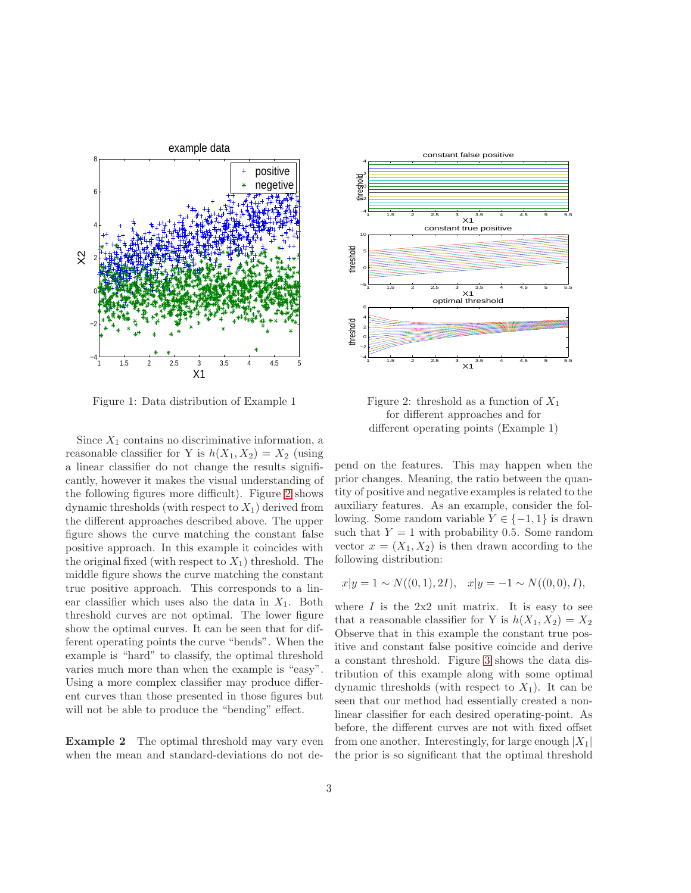Figure 1: Data distribution of Example 1

Figure 2: threshold as a function of $X_1$ for different approaches and for different operating points (Example 1)

Since $X_1$ contains no discriminative information, a reasonable classifier for Y is $h(X_1, X_2) = X_2$ (using a linear classifier do not change the results significantly, however it makes the visual understanding of the following figures more difficult). Figure 2 shows dynamic thresholds (with respect to $X_1$) derived from the different approaches described above. The upper figure shows the curve matching the constant false positive approach. In this example it coincides with the original fixed (with respect to $X_1$) threshold. The middle figure shows the curve matching the constant true positive approach. This corresponds to a linear classifier which uses also the data in $X_1$. Both threshold curves are not optimal. The lower figure show the optimal curves. It can be seen that for different operating points the curve "bends". When the example is "hard" to classify, the optimal threshold varies much more than when the example is "easy". Using a more complex classifier may produce different curves than those presented in those figures but will not be able to produce the "bending" effect.

**Example 2** The optimal threshold may vary even when the mean and standard-deviations do not depend on the features. This may happen when the prior changes. Meaning, the ratio between the quantity of positive and negative examples is related to the auxiliary features. As an example, consider the following. Some random variable $Y \in \{-1, 1\}$ is drawn such that $Y = 1$ with probability 0.5. Some random vector $x = (X_1, X_2)$ is then drawn according to the following distribution:

$$x|y = 1 \sim N((0, 1), 2I), \quad x|y = -1 \sim N((0, 0), I),$$

where $I$ is the 2x2 unit matrix. It is easy to see that a reasonable classifier for Y is $h(X_1, X_2) = X_2$ Observe that in this example the constant true positive and constant false positive coincide and derive a constant threshold. Figure 3 shows the data distribution of this example along with some optimal dynamic thresholds (with respect to $X_1$). It can be seen that our method had essentially created a non-linear classifier for each desired operating-point. As before, the different curves are not with fixed offset from one another. Interestingly, for large enough $|X_1|$ the prior is so significant that the optimal threshold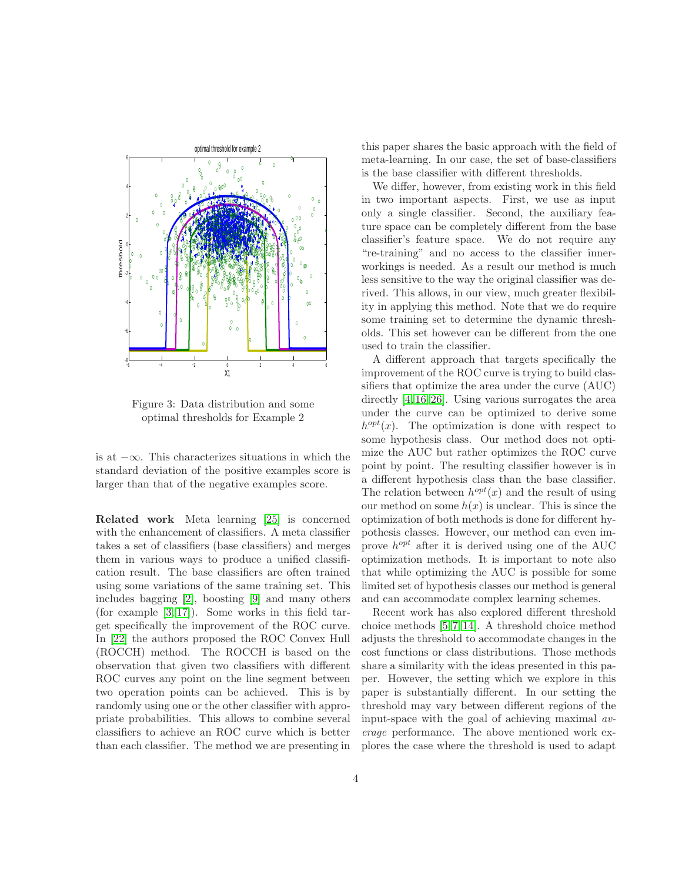Figure 3: Data distribution and some optimal thresholds for Example 2

is at $-\infty$. This characterizes situations in which the standard deviation of the positive examples score is larger than that of the negative examples score.

**Related work** Meta learning [25] is concerned with the enhancement of classifiers. A meta classifier takes a set of classifiers (base classifiers) and merges them in various ways to produce a unified classification result. The base classifiers are often trained using some variations of the same training set. This includes bagging [2], boosting [9] and many others (for example [3, 17]). Some works in this field target specifically the improvement of the ROC curve. In [22] the authors proposed the ROC Convex Hull (ROCCH) method. The ROCCH is based on the observation that given two classifiers with different ROC curves any point on the line segment between two operation points can be achieved. This is by randomly using one or the other classifier with appropriate probabilities. This allows to combine several classifiers to achieve an ROC curve which is better than each classifier. The method we are presenting in this paper shares the basic approach with the field of meta-learning. In our case, the set of base-classifiers is the base classifier with different thresholds.

We differ, however, from existing work in this field in two important aspects. First, we use as input only a single classifier. Second, the auxiliary feature space can be completely different from the base classifier's feature space. We do not require any "re-training" and no access to the classifier inner-workings is needed. As a result our method is much less sensitive to the way the original classifier was derived. This allows, in our view, much greater flexibility in applying this method. Note that we do require some training set to determine the dynamic thresholds. This set however can be different from the one used to train the classifier.

A different approach that targets specifically the improvement of the ROC curve is trying to build classifiers that optimize the area under the curve (AUC) directly [4, 16, 26]. Using various surrogates the area under the curve can be optimized to derive some $h^{opt}(x)$. The optimization is done with respect to some hypothesis class. Our method does not optimize the AUC but rather optimizes the ROC curve point by point. The resulting classifier however is in a different hypothesis class than the base classifier. The relation between $h^{opt}(x)$ and the result of using our method on some $h(x)$ is unclear. This is since the optimization of both methods is done for different hypothesis classes. However, our method can even improve $h^{opt}$ after it is derived using one of the AUC optimization methods. It is important to note also that while optimizing the AUC is possible for some limited set of hypothesis classes our method is general and can accommodate complex learning schemes.

Recent work has also explored different threshold choice methods [5, 7, 14]. A threshold choice method adjusts the threshold to accommodate changes in the cost functions or class distributions. Those methods share a similarity with the ideas presented in this paper. However, the setting which we explore in this paper is substantially different. In our setting the threshold may vary between different regions of the input-space with the goal of achieving maximal *average* performance. The above mentioned work explores the case where the threshold is used to adapt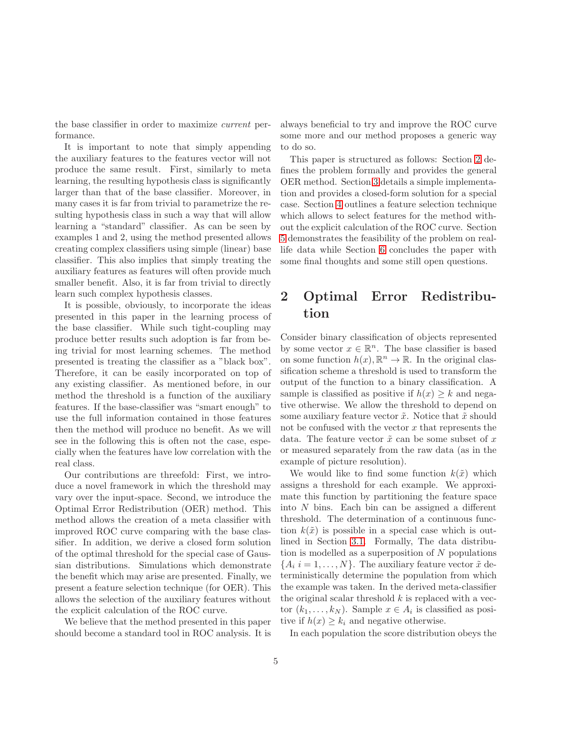the base classifier in order to maximize *current* performance.

It is important to note that simply appending the auxiliary features to the features vector will not produce the same result. First, similarly to meta learning, the resulting hypothesis class is significantly larger than that of the base classifier. Moreover, in many cases it is far from trivial to parametrize the resulting hypothesis class in such a way that will allow learning a “standard” classifier. As can be seen by examples 1 and 2, using the method presented allows creating complex classifiers using simple (linear) base classifier. This also implies that simply treating the auxiliary features as features will often provide much smaller benefit. Also, it is far from trivial to directly learn such complex hypothesis classes.

It is possible, obviously, to incorporate the ideas presented in this paper in the learning process of the base classifier. While such tight-coupling may produce better results such adoption is far from being trivial for most learning schemes. The method presented is treating the classifier as a "black box". Therefore, it can be easily incorporated on top of any existing classifier. As mentioned before, in our method the threshold is a function of the auxiliary features. If the base-classifier was “smart enough” to use the full information contained in those features then the method will produce no benefit. As we will see in the following this is often not the case, especially when the features have low correlation with the real class.

Our contributions are threefold: First, we introduce a novel framework in which the threshold may vary over the input-space. Second, we introduce the Optimal Error Redistribution (OER) method. This method allows the creation of a meta classifier with improved ROC curve comparing with the base classifier. In addition, we derive a closed form solution of the optimal threshold for the special case of Gaussian distributions. Simulations which demonstrate the benefit which may arise are presented. Finally, we present a feature selection technique (for OER). This allows the selection of the auxiliary features without the explicit calculation of the ROC curve.

We believe that the method presented in this paper should become a standard tool in ROC analysis. It is always beneficial to try and improve the ROC curve some more and our method proposes a generic way to do so.

This paper is structured as follows: Section 2 defines the problem formally and provides the general OER method. Section 3 details a simple implementation and provides a closed-form solution for a special case. Section 4 outlines a feature selection technique which allows to select features for the method without the explicit calculation of the ROC curve. Section 5 demonstrates the feasibility of the problem on real-life data while Section 6 concludes the paper with some final thoughts and some still open questions.

## 2 Optimal Error Redistribution

Consider binary classification of objects represented by some vector $x \in \mathbb{R}^n$. The base classifier is based on some function $h(x), \mathbb{R}^n \to \mathbb{R}$. In the original classification scheme a threshold is used to transform the output of the function to a binary classification. A sample is classified as positive if $h(x) \geq k$ and negative otherwise. We allow the threshold to depend on some auxiliary feature vector $\tilde{x}$. Notice that $\tilde{x}$ should not be confused with the vector $x$ that represents the data. The feature vector $\tilde{x}$ can be some subset of $x$ or measured separately from the raw data (as in the example of picture resolution).

We would like to find some function $k(\tilde{x})$ which assigns a threshold for each example. We approximate this function by partitioning the feature space into $N$ bins. Each bin can be assigned a different threshold. The determination of a continuous function $k(\tilde{x})$ is possible in a special case which is outlined in Section 3.1. Formally, The data distribution is modelled as a superposition of $N$ populations $\{A_i \; i = 1, \ldots, N\}$. The auxiliary feature vector $\tilde{x}$ deterministically determine the population from which the example was taken. In the derived meta-classifier the original scalar threshold $k$ is replaced with a vector $(k_1, \ldots, k_N)$. Sample $x \in A_i$ is classified as positive if $h(x) \geq k_i$ and negative otherwise.

In each population the score distribution obeys the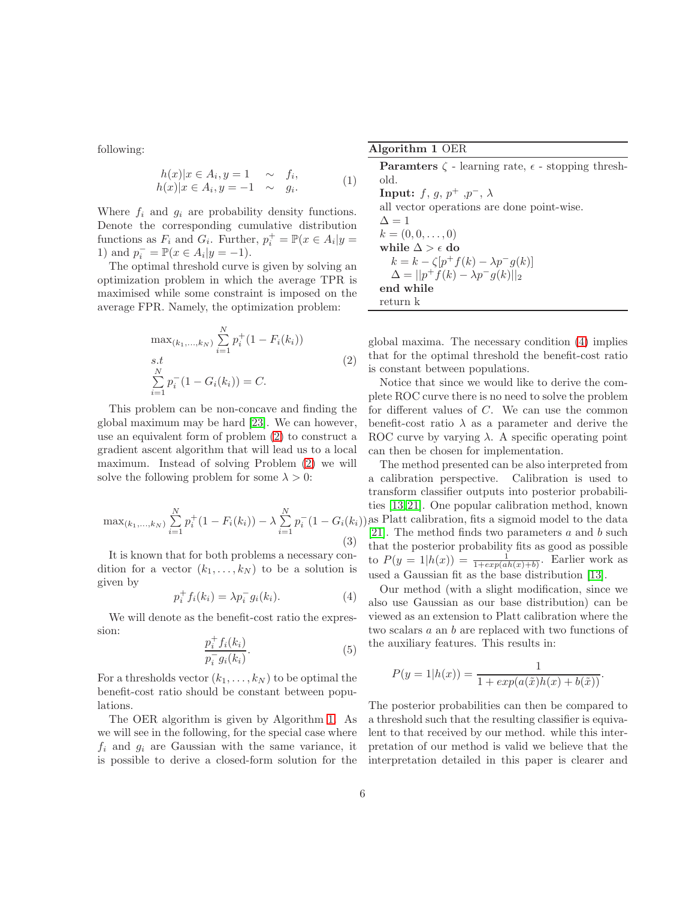following:

$$
\begin{array}{lcl}
h(x)|x \in A_i, y = 1 & \sim & f_i, \\
h(x)|x \in A_i, y = -1 & \sim & g_i.
\end{array} \tag{1}
$$

Where $f_i$ and $g_i$ are probability density functions. Denote the corresponding cumulative distribution functions as $F_i$ and $G_i$. Further, $p_i^+ = \mathbb{P}(x \in A_i | y = 1)$ and $p_i^- = \mathbb{P}(x \in A_i | y = -1)$.

The optimal threshold curve is given by solving an optimization problem in which the average TPR is maximised while some constraint is imposed on the average FPR. Namely, the optimization problem:

$$
\begin{array}{l}
\max_{(k_1,\ldots,k_N)} \sum_{i=1}^{N} p_i^+ (1 - F_i(k_i)) \\
s.t \\
\sum_{i=1}^{N} p_i^- (1 - G_i(k_i)) = C.
\end{array} \tag{2}
$$

This problem can be non-concave and finding the global maximum may be hard [23]. We can however, use an equivalent form of problem (2) to construct a gradient ascent algorithm that will lead us to a local maximum. Instead of solving Problem (2) we will solve the following problem for some $\lambda > 0$:

$$
\max_{(k_1,\ldots,k_N)} \sum_{i=1}^{N} p_i^+ (1 - F_i(k_i)) - \lambda \sum_{i=1}^{N} p_i^- (1 - G_i(k_i)) \tag{3}
$$

It is known that for both problems a necessary condition for a vector $(k_1, \ldots, k_N)$ to be a solution is given by

$$
p_i^+ f_i(k_i) = \lambda p_i^- g_i(k_i). \tag{4}
$$

We will denote as the benefit-cost ratio the expression:

$$
\frac{p_i^+ f_i(k_i)}{p_i^- g_i(k_i)}. \tag{5}
$$

For a thresholds vector $(k_1, \ldots, k_N)$ to be optimal the benefit-cost ratio should be constant between populations.

The OER algorithm is given by Algorithm 1. As we will see in the following, for the special case where $f_i$ and $g_i$ are Gaussian with the same variance, it is possible to derive a closed-form solution for the global maxima. The necessary condition (4) implies that for the optimal threshold the benefit-cost ratio is constant between populations.

```
Algorithm 1 OER
Paramters ζ - learning rate, ε - stopping threshold.
Input: f, g, p+ ,p−, λ
all vector operations are done point-wise.
Δ = 1
k = (0, 0, ..., 0)
while Δ > ε do
    k = k − ζ[p+ f(k) − λp− g(k)]
    Δ = ||p+ f(k) − λp− g(k)||_2
end while
return k
```

Notice that since we would like to derive the complete ROC curve there is no need to solve the problem for different values of $C$. We can use the common benefit-cost ratio $\lambda$ as a parameter and derive the ROC curve by varying $\lambda$. A specific operating point can then be chosen for implementation.

The method presented can be also interpreted from a calibration perspective. Calibration is used to transform classifier outputs into posterior probabilities [13,21]. One popular calibration method, known as Platt calibration, fits a sigmoid model to the data [21]. The method finds two parameters $a$ and $b$ such that the posterior probability fits as good as possible to $P(y = 1|h(x)) = \frac{1}{1+exp(ah(x)+b)}$. Earlier work as used a Gaussian fit as the base distribution [13].

Our method (with a slight modification, since we also use Gaussian as our base distribution) can be viewed as an extension to Platt calibration where the two scalars $a$ an $b$ are replaced with two functions of the auxiliary features. This results in:

$$
P(y = 1|h(x)) = \frac{1}{1 + exp(a(\tilde{x})h(x) + b(\tilde{x}))}.
$$

The posterior probabilities can then be compared to a threshold such that the resulting classifier is equivalent to that received by our method. while this interpretation of our method is valid we believe that the interpretation detailed in this paper is clearer and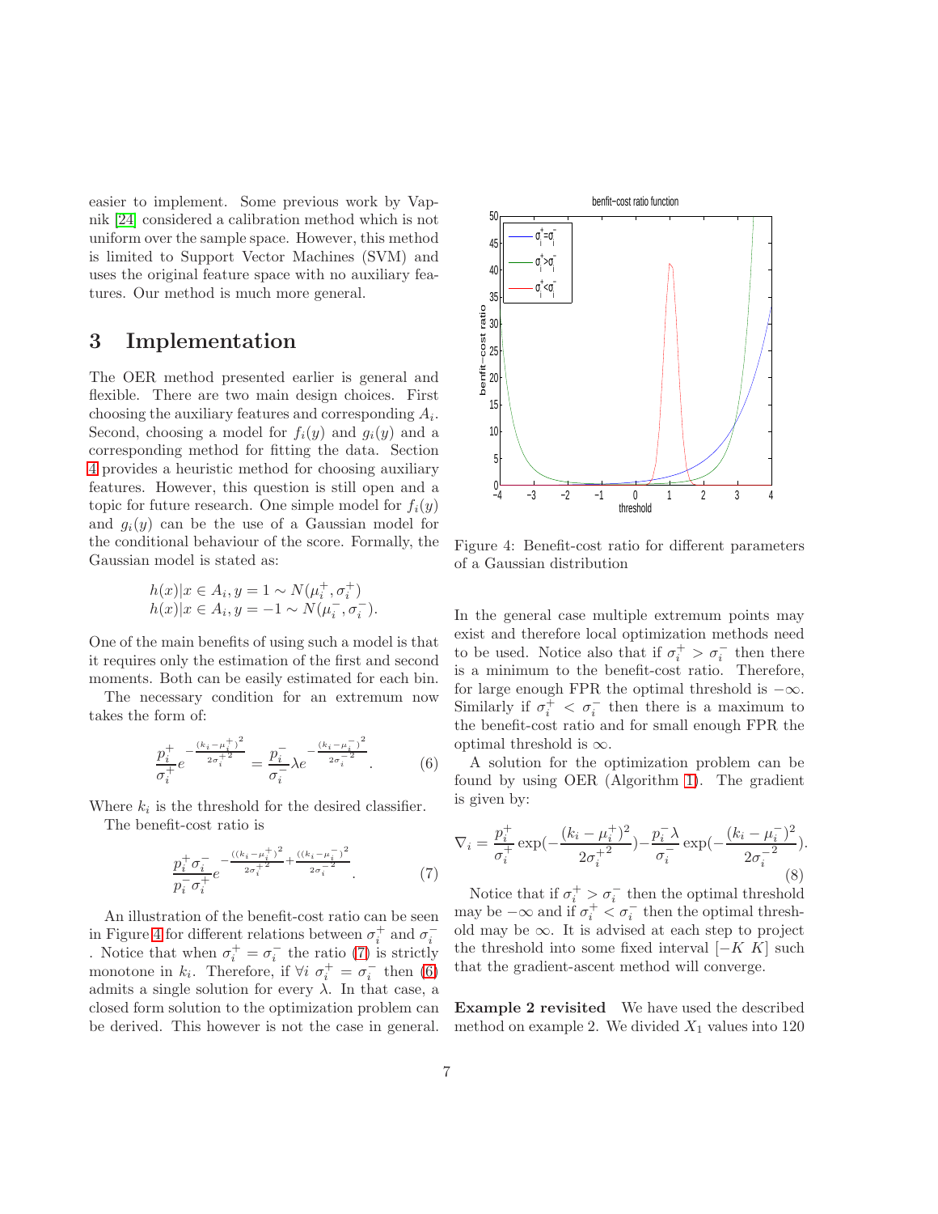easier to implement. Some previous work by Vapnik [24] considered a calibration method which is not uniform over the sample space. However, this method is limited to Support Vector Machines (SVM) and uses the original feature space with no auxiliary features. Our method is much more general.

# 3 Implementation

The OER method presented earlier is general and flexible. There are two main design choices. First choosing the auxiliary features and corresponding $A_i$. Second, choosing a model for $f_i(y)$ and $g_i(y)$ and a corresponding method for fitting the data. Section 4 provides a heuristic method for choosing auxiliary features. However, this question is still open and a topic for future research. One simple model for $f_i(y)$ and $g_i(y)$ can be the use of a Gaussian model for the conditional behaviour of the score. Formally, the Gaussian model is stated as:

$$
\begin{aligned}
h(x)|x \in A_i, y = 1 &\sim N(\mu_i^+, \sigma_i^+) \\
h(x)|x \in A_i, y = -1 &\sim N(\mu_i^-, \sigma_i^-).
\end{aligned}
$$

One of the main benefits of using such a model is that it requires only the estimation of the first and second moments. Both can be easily estimated for each bin.

The necessary condition for an extremum now takes the form of:

$$
\frac{p_i^+}{\sigma_i^+} e^{-\frac{(k_i-\mu_i^+)^2}{2\sigma_i^{+2}}} = \frac{p_i^-}{\sigma_i^-} \lambda e^{-\frac{(k_i-\mu_i^-)^2}{2\sigma_i^{-2}}}. \quad (6)
$$

Where $k_i$ is the threshold for the desired classifier.

The benefit-cost ratio is

$$
\frac{p_i^+ \sigma_i^-}{p_i^- \sigma_i^+} e^{-\frac{((k_i-\mu_i^+)^2}{2\sigma_i^{+2}} + \frac{((k_i-\mu_i^-)^2}{2\sigma_i^{-2}}}. \quad (7)
$$

An illustration of the benefit-cost ratio can be seen in Figure 4 for different relations between $\sigma_i^+$ and $\sigma_i^-$. Notice that when $\sigma_i^+ = \sigma_i^-$ the ratio (7) is strictly monotone in $k_i$. Therefore, if $\forall i \; \sigma_i^+ = \sigma_i^-$ then (6) admits a single solution for every $\lambda$. In that case, a closed form solution to the optimization problem can be derived. This however is not the case in general.

Figure 4: Benefit-cost ratio for different parameters of a Gaussian distribution

In the general case multiple extremum points may exist and therefore local optimization methods need to be used. Notice also that if $\sigma_i^+ > \sigma_i^-$ then there is a minimum to the benefit-cost ratio. Therefore, for large enough FPR the optimal threshold is $-\infty$. Similarly if $\sigma_i^+ < \sigma_i^-$ then there is a maximum to the benefit-cost ratio and for small enough FPR the optimal threshold is $\infty$.

A solution for the optimization problem can be found by using OER (Algorithm 1). The gradient is given by:

$$
\nabla_i = \frac{p_i^+}{\sigma_i^+} \exp\left(-\frac{(k_i - \mu_i^+)^2}{2\sigma_i^{+2}}\right) - \frac{p_i^- \lambda}{\sigma_i^-} \exp\left(-\frac{(k_i - \mu_i^-)^2}{2\sigma_i^{-2}}\right). \quad (8)
$$

Notice that if $\sigma_i^+ > \sigma_i^-$ then the optimal threshold may be $-\infty$ and if $\sigma_i^+ < \sigma_i^-$ then the optimal threshold may be $\infty$. It is advised at each step to project the threshold into some fixed interval $[-K \; K]$ such that the gradient-ascent method will converge.

**Example 2 revisited** We have used the described method on example 2. We divided $X_1$ values into 120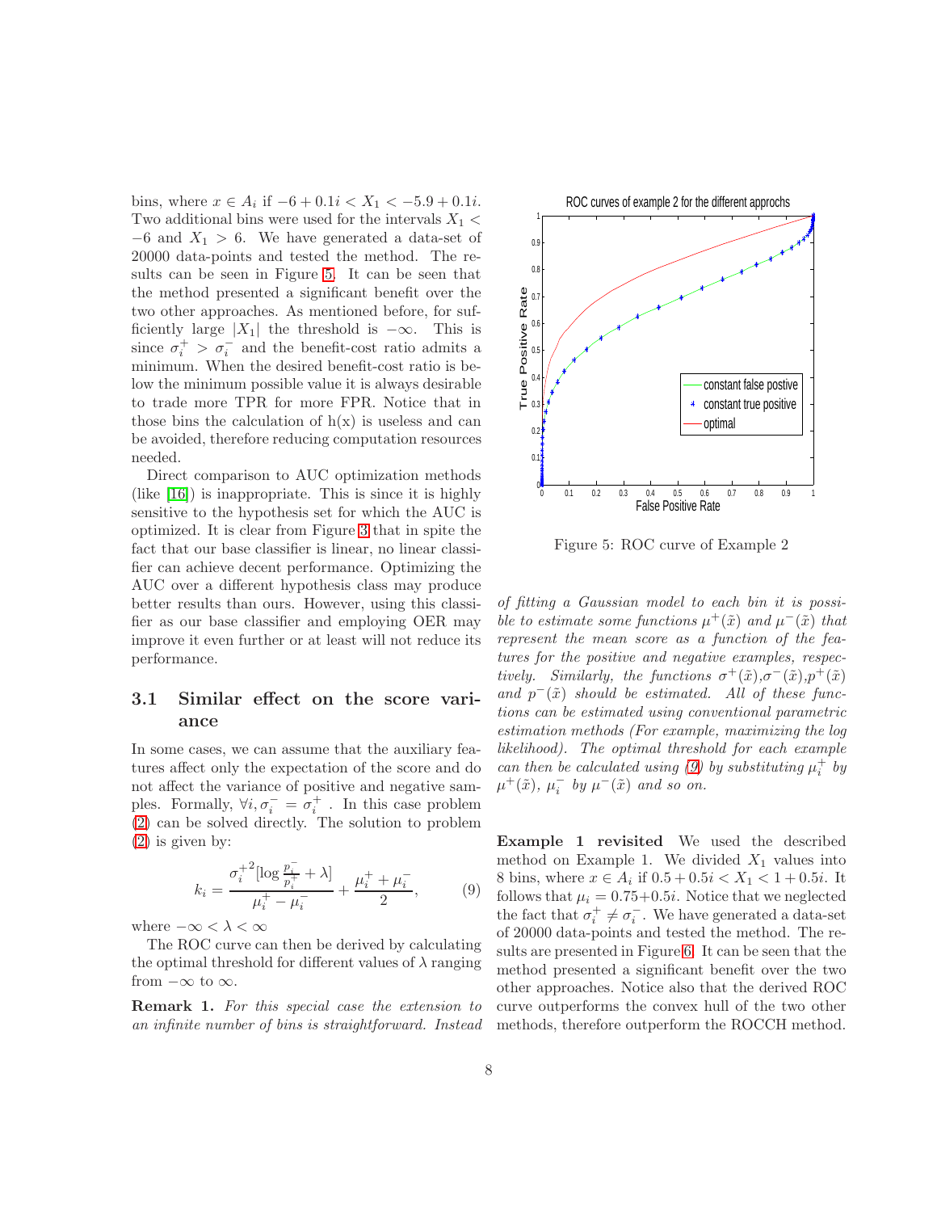bins, where $x \in A_i$ if $-6 + 0.1i < X_1 < -5.9 + 0.1i$. Two additional bins were used for the intervals $X_1 < -6$ and $X_1 > 6$. We have generated a data-set of 20000 data-points and tested the method. The results can be seen in Figure 5. It can be seen that the method presented a significant benefit over the two other approaches. As mentioned before, for sufficiently large $|X_1|$ the threshold is $-\infty$. This is since $\sigma_i^+ > \sigma_i^-$ and the benefit-cost ratio admits a minimum. When the desired benefit-cost ratio is below the minimum possible value it is always desirable to trade more TPR for more FPR. Notice that in those bins the calculation of h(x) is useless and can be avoided, therefore reducing computation resources needed.

Direct comparison to AUC optimization methods (like [16]) is inappropriate. This is since it is highly sensitive to the hypothesis set for which the AUC is optimized. It is clear from Figure 3 that in spite the fact that our base classifier is linear, no linear classifier can achieve decent performance. Optimizing the AUC over a different hypothesis class may produce better results than ours. However, using this classifier as our base classifier and employing OER may improve it even further or at least will not reduce its performance.

### 3.1 Similar effect on the score variance

In some cases, we can assume that the auxiliary features affect only the expectation of the score and do not affect the variance of positive and negative samples. Formally, $\forall i, \sigma_i^- = \sigma_i^+$ . In this case problem (2) can be solved directly. The solution to problem (2) is given by:

$$k_i = \frac{{\sigma_i^+}^2 [\log \frac{p_i^-}{p_i^+} + \lambda]}{\mu_i^+ - \mu_i^-} + \frac{\mu_i^+ + \mu_i^-}{2}, \tag{9}$$

where $-\infty < \lambda < \infty$

The ROC curve can then be derived by calculating the optimal threshold for different values of $\lambda$ ranging from $-\infty$ to $\infty$.

**Remark 1.** *For this special case the extension to an infinite number of bins is straightforward. Instead of fitting a Gaussian model to each bin it is possible to estimate some functions $\mu^+(\tilde{x})$ and $\mu^-(\tilde{x})$ that represent the mean score as a function of the features for the positive and negative examples, respectively. Similarly, the functions $\sigma^+(\tilde{x})$,$\sigma^-(\tilde{x})$,$p^+(\tilde{x})$ and $p^-(\tilde{x})$ should be estimated. All of these functions can be estimated using conventional parametric estimation methods (For example, maximizing the log likelihood). The optimal threshold for each example can then be calculated using (9) by substituting $\mu_i^+$ by $\mu^+(\tilde{x})$, $\mu_i^-$ by $\mu^-(\tilde{x})$ and so on.*

Figure 5: ROC curve of Example 2

**Example 1 revisited** We used the described method on Example 1. We divided $X_1$ values into 8 bins, where $x \in A_i$ if $0.5 + 0.5i < X_1 < 1 + 0.5i$. It follows that $\mu_i = 0.75 + 0.5i$. Notice that we neglected the fact that $\sigma_i^+ \neq \sigma_i^-$. We have generated a data-set of 20000 data-points and tested the method. The results are presented in Figure 6. It can be seen that the method presented a significant benefit over the two other approaches. Notice also that the derived ROC curve outperforms the convex hull of the two other methods, therefore outperform the ROCCH method.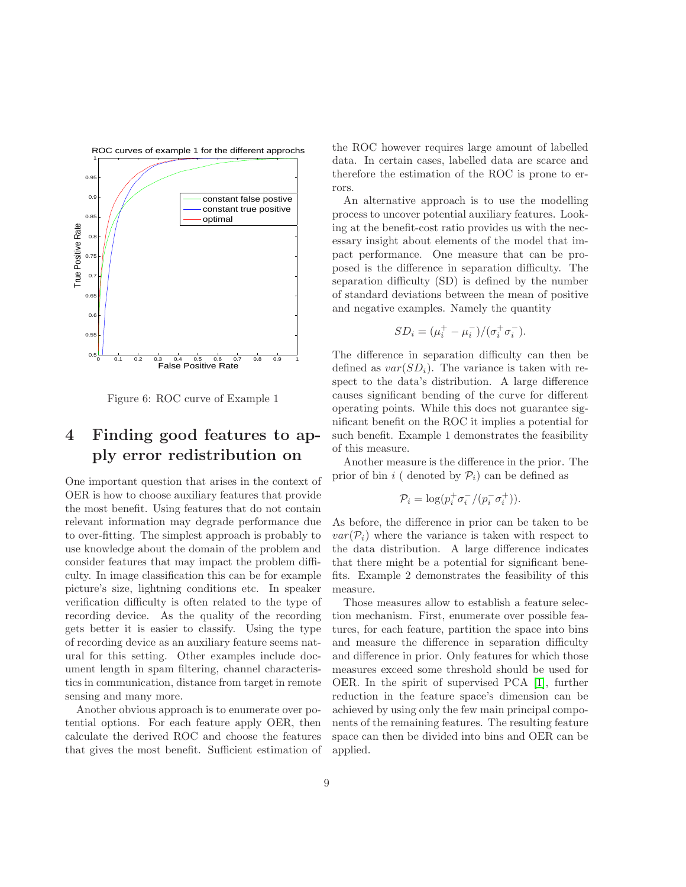Figure 6: ROC curve of Example 1

# 4 Finding good features to apply error redistribution on

One important question that arises in the context of OER is how to choose auxiliary features that provide the most benefit. Using features that do not contain relevant information may degrade performance due to over-fitting. The simplest approach is probably to use knowledge about the domain of the problem and consider features that may impact the problem difficulty. In image classification this can be for example picture's size, lightning conditions etc. In speaker verification difficulty is often related to the type of recording device. As the quality of the recording gets better it is easier to classify. Using the type of recording device as an auxiliary feature seems natural for this setting. Other examples include document length in spam filtering, channel characteristics in communication, distance from target in remote sensing and many more.

Another obvious approach is to enumerate over potential options. For each feature apply OER, then calculate the derived ROC and choose the features that gives the most benefit. Sufficient estimation of the ROC however requires large amount of labelled data. In certain cases, labelled data are scarce and therefore the estimation of the ROC is prone to errors.

An alternative approach is to use the modelling process to uncover potential auxiliary features. Looking at the benefit-cost ratio provides us with the necessary insight about elements of the model that impact performance. One measure that can be proposed is the difference in separation difficulty. The separation difficulty (SD) is defined by the number of standard deviations between the mean of positive and negative examples. Namely the quantity

$$SD_i = (\mu_i^+ - \mu_i^-)/(\sigma_i^+ \sigma_i^-).$$

The difference in separation difficulty can then be defined as $var(SD_i)$. The variance is taken with respect to the data's distribution. A large difference causes significant bending of the curve for different operating points. While this does not guarantee significant benefit on the ROC it implies a potential for such benefit. Example 1 demonstrates the feasibility of this measure.

Another measure is the difference in the prior. The prior of bin $i$ ( denoted by $\mathcal{P}_i$) can be defined as

$$\mathcal{P}_i = \log(p_i^+ \sigma_i^- / (p_i^- \sigma_i^+)).$$

As before, the difference in prior can be taken to be $var(\mathcal{P}_i)$ where the variance is taken with respect to the data distribution. A large difference indicates that there might be a potential for significant benefits. Example 2 demonstrates the feasibility of this measure.

Those measures allow to establish a feature selection mechanism. First, enumerate over possible features, for each feature, partition the space into bins and measure the difference in separation difficulty and difference in prior. Only features for which those measures exceed some threshold should be used for OER. In the spirit of supervised PCA [1], further reduction in the feature space's dimension can be achieved by using only the few main principal components of the remaining features. The resulting feature space can then be divided into bins and OER can be applied.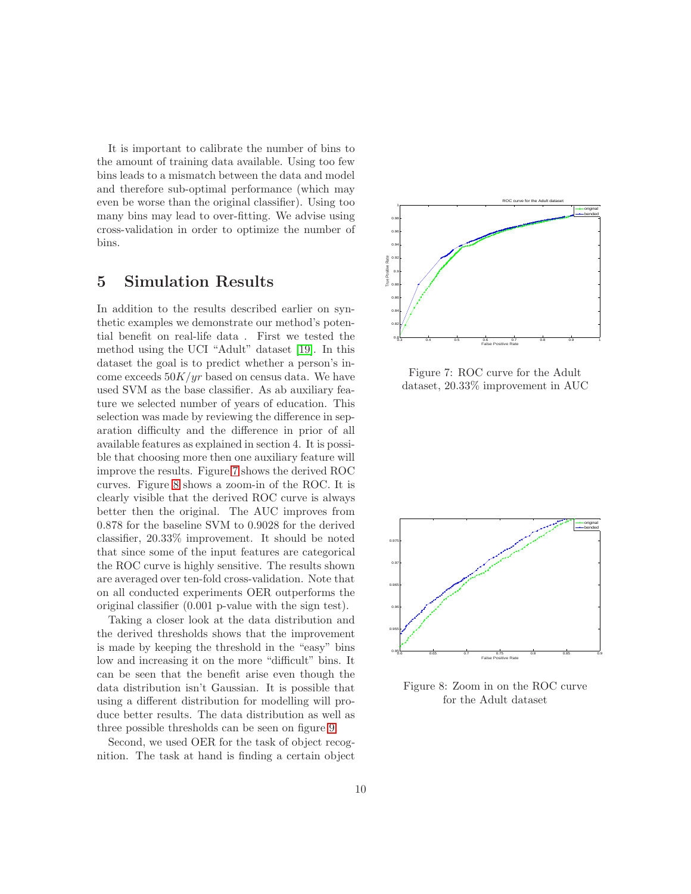It is important to calibrate the number of bins to the amount of training data available. Using too few bins leads to a mismatch between the data and model and therefore sub-optimal performance (which may even be worse than the original classifier). Using too many bins may lead to over-fitting. We advise using cross-validation in order to optimize the number of bins.

## 5 Simulation Results

In addition to the results described earlier on synthetic examples we demonstrate our method's potential benefit on real-life data . First we tested the method using the UCI "Adult" dataset [19]. In this dataset the goal is to predict whether a person's income exceeds $50K/yr$ based on census data. We have used SVM as the base classifier. As ab auxiliary feature we selected number of years of education. This selection was made by reviewing the difference in separation difficulty and the difference in prior of all available features as explained in section 4. It is possible that choosing more then one auxiliary feature will improve the results. Figure 7 shows the derived ROC curves. Figure 8 shows a zoom-in of the ROC. It is clearly visible that the derived ROC curve is always better then the original. The AUC improves from 0.878 for the baseline SVM to 0.9028 for the derived classifier, 20.33% improvement. It should be noted that since some of the input features are categorical the ROC curve is highly sensitive. The results shown are averaged over ten-fold cross-validation. Note that on all conducted experiments OER outperforms the original classifier (0.001 p-value with the sign test).

Taking a closer look at the data distribution and the derived thresholds shows that the improvement is made by keeping the threshold in the "easy" bins low and increasing it on the more "difficult" bins. It can be seen that the benefit arise even though the data distribution isn't Gaussian. It is possible that using a different distribution for modelling will produce better results. The data distribution as well as three possible thresholds can be seen on figure 9.

Second, we used OER for the task of object recognition. The task at hand is finding a certain object

Figure 7: ROC curve for the Adult dataset, 20.33% improvement in AUC

Figure 8: Zoom in on the ROC curve for the Adult dataset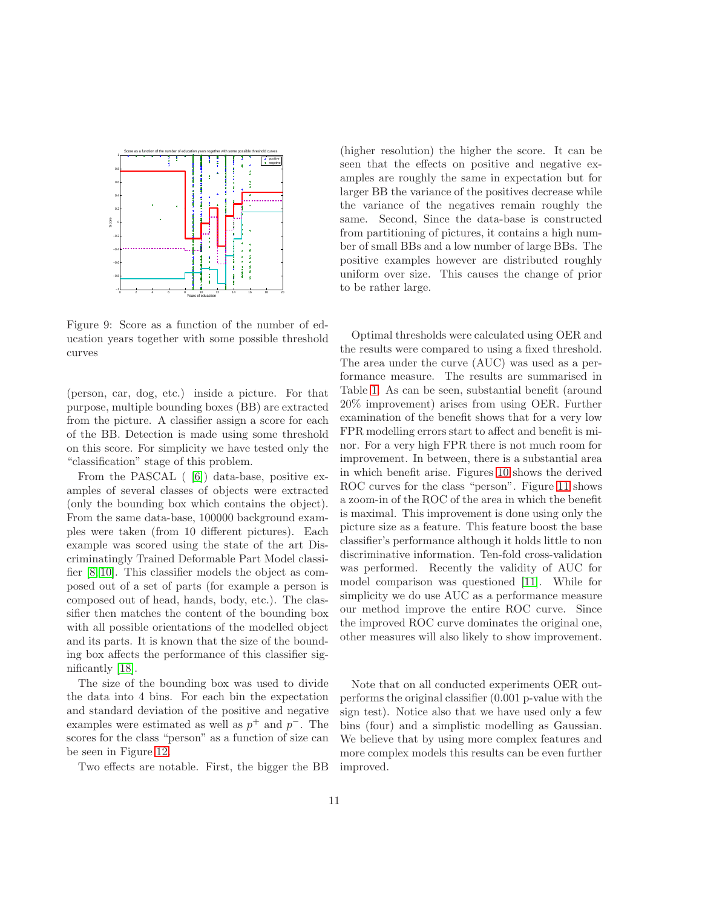Figure 9: Score as a function of the number of education years together with some possible threshold curves

(person, car, dog, etc.) inside a picture. For that purpose, multiple bounding boxes (BB) are extracted from the picture. A classifier assign a score for each of the BB. Detection is made using some threshold on this score. For simplicity we have tested only the "classification" stage of this problem.

From the PASCAL ( [6]) data-base, positive examples of several classes of objects were extracted (only the bounding box which contains the object). From the same data-base, 100000 background examples were taken (from 10 different pictures). Each example was scored using the state of the art Discriminatingly Trained Deformable Part Model classifier [8, 10]. This classifier models the object as composed out of a set of parts (for example a person is composed out of head, hands, body, etc.). The classifier then matches the content of the bounding box with all possible orientations of the modelled object and its parts. It is known that the size of the bounding box affects the performance of this classifier significantly [18].

The size of the bounding box was used to divide the data into 4 bins. For each bin the expectation and standard deviation of the positive and negative examples were estimated as well as $p^+$ and $p^-$. The scores for the class "person" as a function of size can be seen in Figure 12.

Two effects are notable. First, the bigger the BB (higher resolution) the higher the score. It can be seen that the effects on positive and negative examples are roughly the same in expectation but for larger BB the variance of the positives decrease while the variance of the negatives remain roughly the same. Second, Since the data-base is constructed from partitioning of pictures, it contains a high number of small BBs and a low number of large BBs. The positive examples however are distributed roughly uniform over size. This causes the change of prior to be rather large.

Optimal thresholds were calculated using OER and the results were compared to using a fixed threshold. The area under the curve (AUC) was used as a performance measure. The results are summarised in Table 1. As can be seen, substantial benefit (around 20% improvement) arises from using OER. Further examination of the benefit shows that for a very low FPR modelling errors start to affect and benefit is minor. For a very high FPR there is not much room for improvement. In between, there is a substantial area in which benefit arise. Figures 10 shows the derived ROC curves for the class "person". Figure 11 shows a zoom-in of the ROC of the area in which the benefit is maximal. This improvement is done using only the picture size as a feature. This feature boost the base classifier's performance although it holds little to non discriminative information. Ten-fold cross-validation was performed. Recently the validity of AUC for model comparison was questioned [11]. While for simplicity we do use AUC as a performance measure our method improve the entire ROC curve. Since the improved ROC curve dominates the original one, other measures will also likely to show improvement.

Note that on all conducted experiments OER outperforms the original classifier (0.001 p-value with the sign test). Notice also that we have used only a few bins (four) and a simplistic modelling as Gaussian. We believe that by using more complex features and more complex models this results can be even further improved.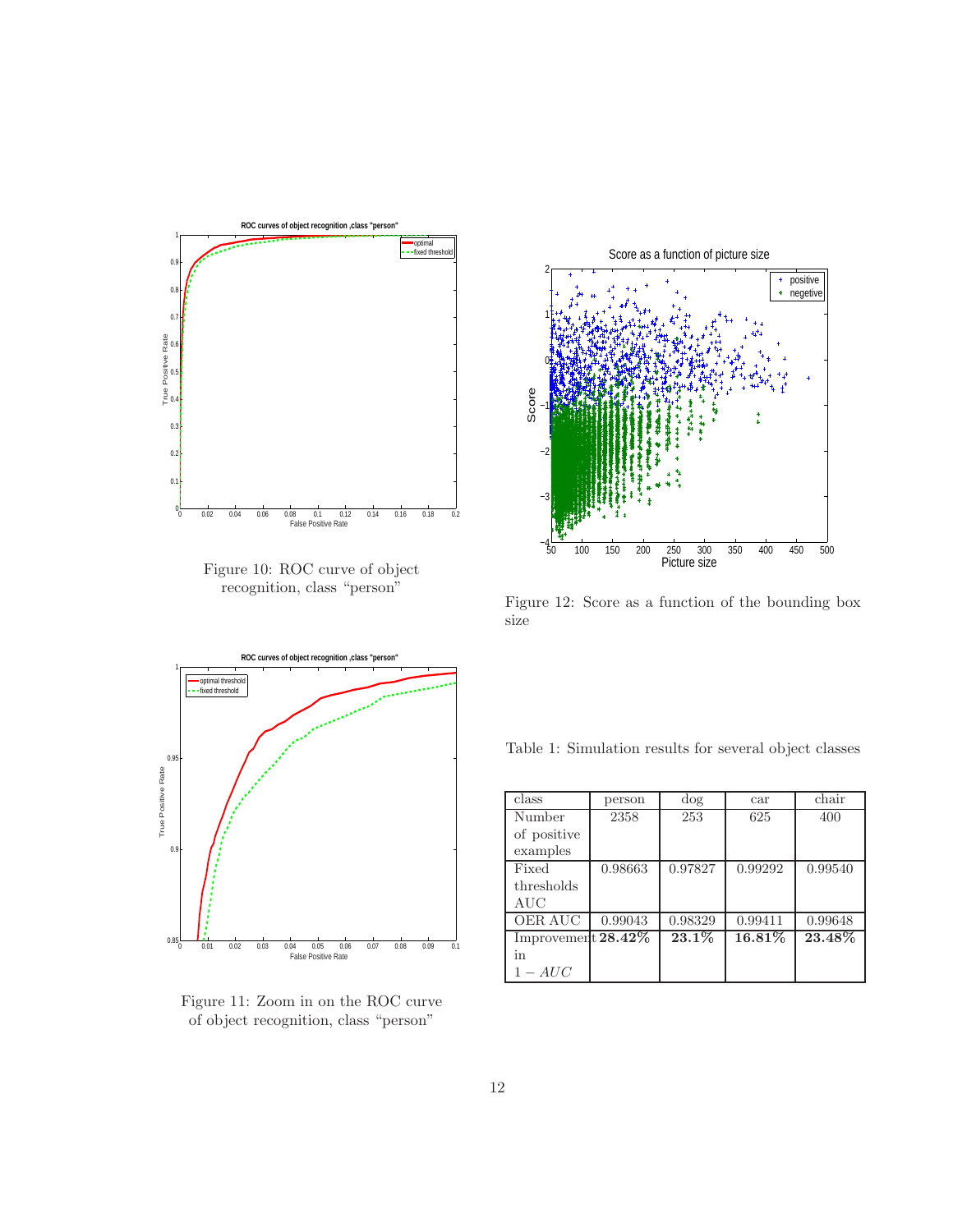Figure 10: ROC curve of object recognition, class “person”

Figure 11: Zoom in on the ROC curve of object recognition, class “person”

Figure 12: Score as a function of the bounding box size

Table 1: Simulation results for several object classes

| class | person | dog | car | chair |
|---|---|---|---|---|
| Number of positive examples | 2358 | 253 | 625 | 400 |
| Fixed thresholds AUC | 0.98663 | 0.97827 | 0.99292 | 0.99540 |
| OER AUC | 0.99043 | 0.98329 | 0.99411 | 0.99648 |
| Improvement in $1 - AUC$ | **28.42%** | **23.1%** | **16.81%** | **23.48%** |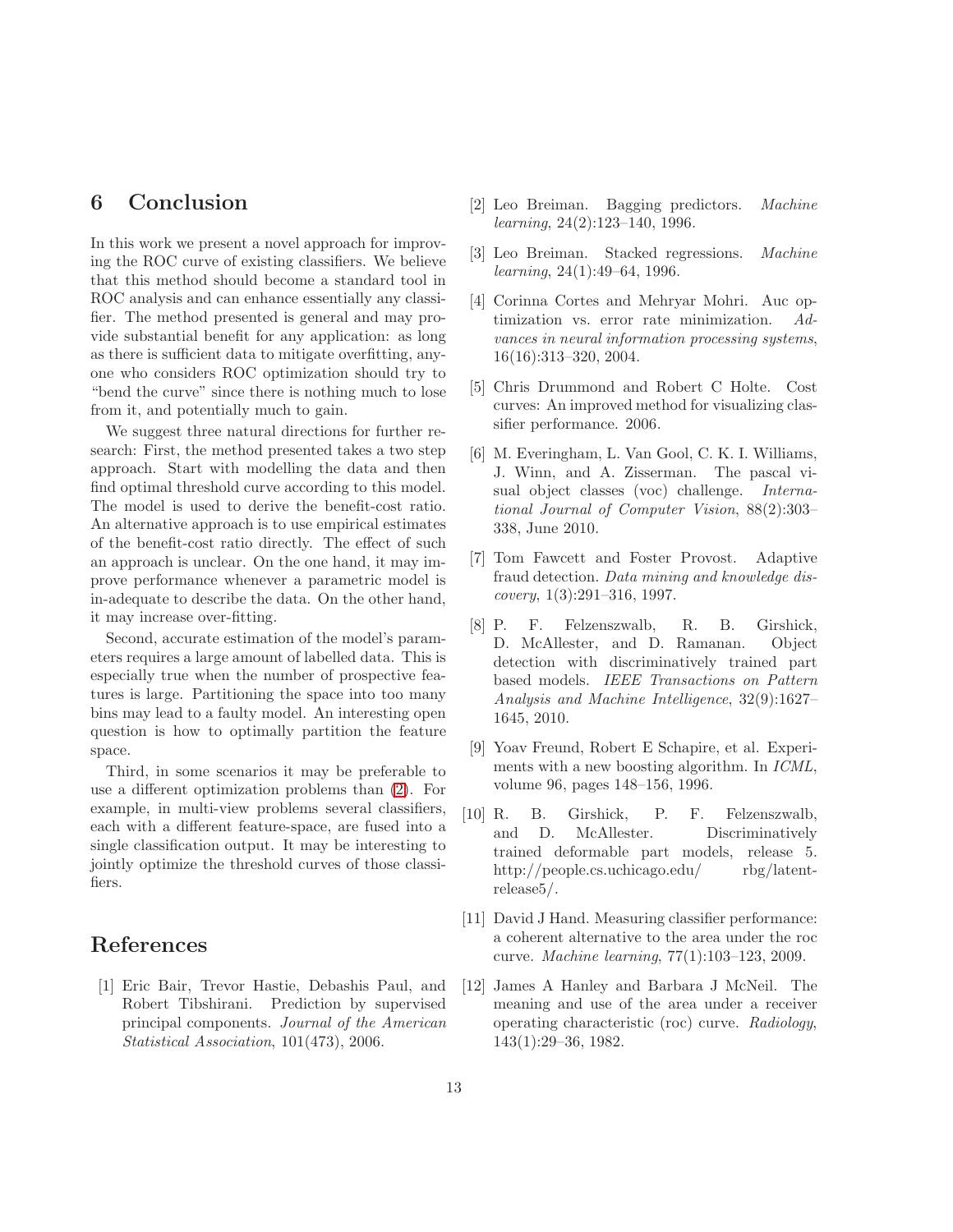## 6 Conclusion

In this work we present a novel approach for improving the ROC curve of existing classifiers. We believe that this method should become a standard tool in ROC analysis and can enhance essentially any classifier. The method presented is general and may provide substantial benefit for any application: as long as there is sufficient data to mitigate overfitting, anyone who considers ROC optimization should try to "bend the curve" since there is nothing much to lose from it, and potentially much to gain.

We suggest three natural directions for further research: First, the method presented takes a two step approach. Start with modelling the data and then find optimal threshold curve according to this model. The model is used to derive the benefit-cost ratio. An alternative approach is to use empirical estimates of the benefit-cost ratio directly. The effect of such an approach is unclear. On the one hand, it may improve performance whenever a parametric model is in-adequate to describe the data. On the other hand, it may increase over-fitting.

Second, accurate estimation of the model's parameters requires a large amount of labelled data. This is especially true when the number of prospective features is large. Partitioning the space into too many bins may lead to a faulty model. An interesting open question is how to optimally partition the feature space.

Third, in some scenarios it may be preferable to use a different optimization problems than (2). For example, in multi-view problems several classifiers, each with a different feature-space, are fused into a single classification output. It may be interesting to jointly optimize the threshold curves of those classifiers.

## References

[1] Eric Bair, Trevor Hastie, Debashis Paul, and Robert Tibshirani. Prediction by supervised principal components. *Journal of the American Statistical Association*, 101(473), 2006.

[2] Leo Breiman. Bagging predictors. *Machine learning*, 24(2):123–140, 1996.

[3] Leo Breiman. Stacked regressions. *Machine learning*, 24(1):49–64, 1996.

[4] Corinna Cortes and Mehryar Mohri. Auc optimization vs. error rate minimization. *Advances in neural information processing systems*, 16(16):313–320, 2004.

[5] Chris Drummond and Robert C Holte. Cost curves: An improved method for visualizing classifier performance. 2006.

[6] M. Everingham, L. Van Gool, C. K. I. Williams, J. Winn, and A. Zisserman. The pascal visual object classes (voc) challenge. *International Journal of Computer Vision*, 88(2):303–338, June 2010.

[7] Tom Fawcett and Foster Provost. Adaptive fraud detection. *Data mining and knowledge discovery*, 1(3):291–316, 1997.

[8] P. F. Felzenszwalb, R. B. Girshick, D. McAllester, and D. Ramanan. Object detection with discriminatively trained part based models. *IEEE Transactions on Pattern Analysis and Machine Intelligence*, 32(9):1627–1645, 2010.

[9] Yoav Freund, Robert E Schapire, et al. Experiments with a new boosting algorithm. In *ICML*, volume 96, pages 148–156, 1996.

[10] R. B. Girshick, P. F. Felzenszwalb, and D. McAllester. Discriminatively trained deformable part models, release 5. http://people.cs.uchicago.edu/ rbg/latent-release5/.

[11] David J Hand. Measuring classifier performance: a coherent alternative to the area under the roc curve. *Machine learning*, 77(1):103–123, 2009.

[12] James A Hanley and Barbara J McNeil. The meaning and use of the area under a receiver operating characteristic (roc) curve. *Radiology*, 143(1):29–36, 1982.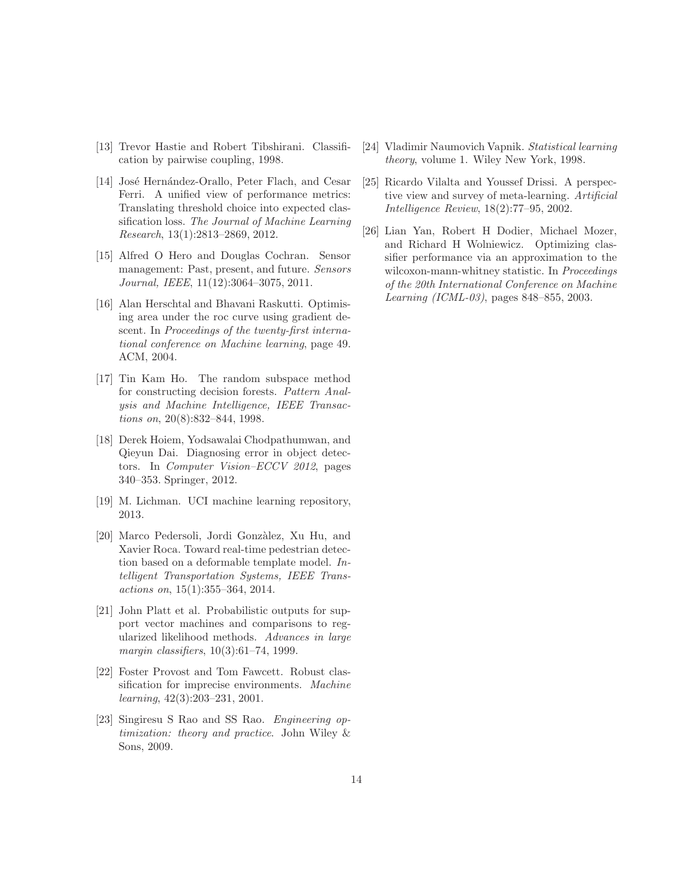[13] Trevor Hastie and Robert Tibshirani. Classification by pairwise coupling, 1998.

[14] José Hernández-Orallo, Peter Flach, and Cesar Ferri. A unified view of performance metrics: Translating threshold choice into expected classification loss. *The Journal of Machine Learning Research*, 13(1):2813–2869, 2012.

[15] Alfred O Hero and Douglas Cochran. Sensor management: Past, present, and future. *Sensors Journal, IEEE*, 11(12):3064–3075, 2011.

[16] Alan Herschtal and Bhavani Raskutti. Optimising area under the roc curve using gradient descent. In *Proceedings of the twenty-first international conference on Machine learning*, page 49. ACM, 2004.

[17] Tin Kam Ho. The random subspace method for constructing decision forests. *Pattern Analysis and Machine Intelligence, IEEE Transactions on*, 20(8):832–844, 1998.

[18] Derek Hoiem, Yodsawalai Chodpathumwan, and Qieyun Dai. Diagnosing error in object detectors. In *Computer Vision–ECCV 2012*, pages 340–353. Springer, 2012.

[19] M. Lichman. UCI machine learning repository, 2013.

[20] Marco Pedersoli, Jordi Gonzàlez, Xu Hu, and Xavier Roca. Toward real-time pedestrian detection based on a deformable template model. *Intelligent Transportation Systems, IEEE Transactions on*, 15(1):355–364, 2014.

[21] John Platt et al. Probabilistic outputs for support vector machines and comparisons to regularized likelihood methods. *Advances in large margin classifiers*, 10(3):61–74, 1999.

[22] Foster Provost and Tom Fawcett. Robust classification for imprecise environments. *Machine learning*, 42(3):203–231, 2001.

[23] Singiresu S Rao and SS Rao. *Engineering optimization: theory and practice*. John Wiley & Sons, 2009.

[24] Vladimir Naumovich Vapnik. *Statistical learning theory*, volume 1. Wiley New York, 1998.

[25] Ricardo Vilalta and Youssef Drissi. A perspective view and survey of meta-learning. *Artificial Intelligence Review*, 18(2):77–95, 2002.

[26] Lian Yan, Robert H Dodier, Michael Mozer, and Richard H Wolniewicz. Optimizing classifier performance via an approximation to the wilcoxon-mann-whitney statistic. In *Proceedings of the 20th International Conference on Machine Learning (ICML-03)*, pages 848–855, 2003.